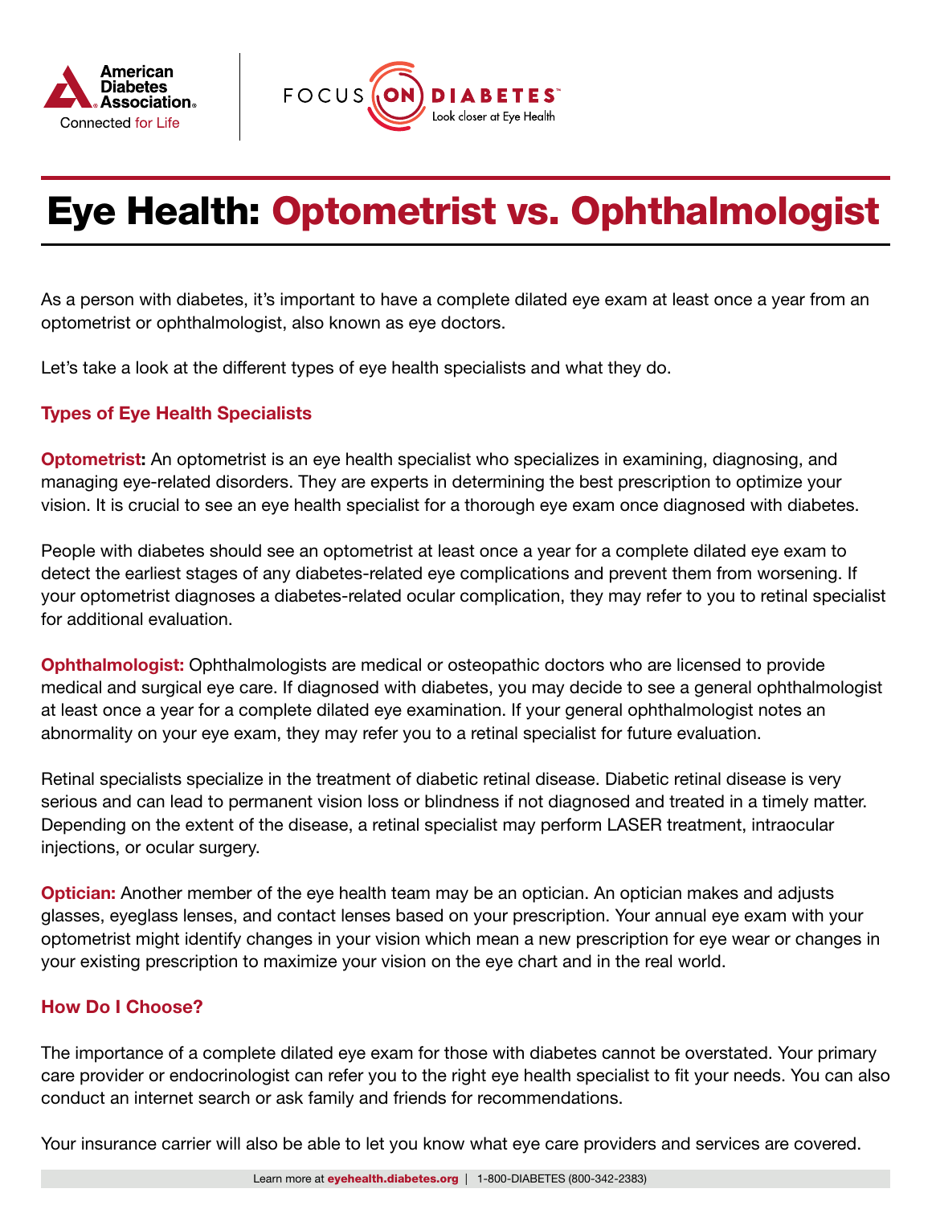American Diabetes Association. Connected for Life

FOCUS ON DIABETES™ Look closer at Eye Health

# Eye Health: Optometrist vs. Ophthalmologist

As a person with diabetes, it's important to have a complete dilated eye exam at least once a year from an optometrist or ophthalmologist, also known as eye doctors.

Let's take a look at the different types of eye health specialists and what they do.

## Types of Eye Health Specialists

**Optometrist:** An optometrist is an eye health specialist who specializes in examining, diagnosing, and managing eye-related disorders. They are experts in determining the best prescription to optimize your vision. It is crucial to see an eye health specialist for a thorough eye exam once diagnosed with diabetes.

People with diabetes should see an optometrist at least once a year for a complete dilated eye exam to detect the earliest stages of any diabetes-related eye complications and prevent them from worsening. If your optometrist diagnoses a diabetes-related ocular complication, they may refer to you to retinal specialist for additional evaluation.

**Ophthalmologist:** Ophthalmologists are medical or osteopathic doctors who are licensed to provide medical and surgical eye care. If diagnosed with diabetes, you may decide to see a general ophthalmologist at least once a year for a complete dilated eye examination. If your general ophthalmologist notes an abnormality on your eye exam, they may refer you to a retinal specialist for future evaluation.

Retinal specialists specialize in the treatment of diabetic retinal disease. Diabetic retinal disease is very serious and can lead to permanent vision loss or blindness if not diagnosed and treated in a timely matter. Depending on the extent of the disease, a retinal specialist may perform LASER treatment, intraocular injections, or ocular surgery.

**Optician:** Another member of the eye health team may be an optician. An optician makes and adjusts glasses, eyeglass lenses, and contact lenses based on your prescription. Your annual eye exam with your optometrist might identify changes in your vision which mean a new prescription for eye wear or changes in your existing prescription to maximize your vision on the eye chart and in the real world.

## How Do I Choose?

The importance of a complete dilated eye exam for those with diabetes cannot be overstated. Your primary care provider or endocrinologist can refer you to the right eye health specialist to fit your needs. You can also conduct an internet search or ask family and friends for recommendations.

Your insurance carrier will also be able to let you know what eye care providers and services are covered.

Learn more at **eyehealth.diabetes.org** | 1-800-DIABETES (800-342-2383)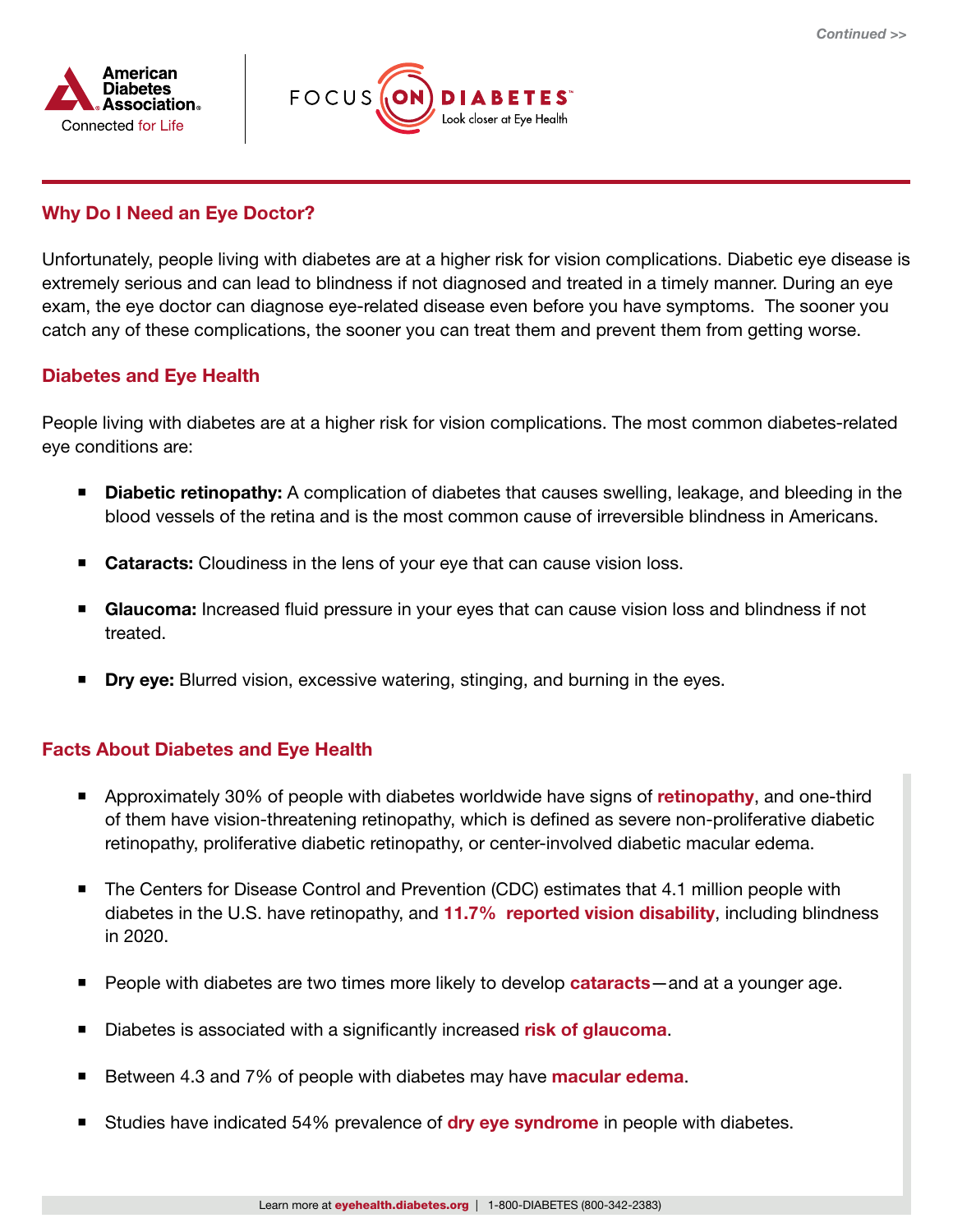## Why Do I Need an Eye Doctor?

Unfortunately, people living with diabetes are at a higher risk for vision complications. Diabetic eye disease is extremely serious and can lead to blindness if not diagnosed and treated in a timely manner. During an eye exam, the eye doctor can diagnose eye-related disease even before you have symptoms. The sooner you catch any of these complications, the sooner you can treat them and prevent them from getting worse.

## Diabetes and Eye Health

People living with diabetes are at a higher risk for vision complications. The most common diabetes-related eye conditions are:

- **Diabetic retinopathy:** A complication of diabetes that causes swelling, leakage, and bleeding in the blood vessels of the retina and is the most common cause of irreversible blindness in Americans.
- **Cataracts:** Cloudiness in the lens of your eye that can cause vision loss.
- **Glaucoma:** Increased fluid pressure in your eyes that can cause vision loss and blindness if not treated.
- **Dry eye:** Blurred vision, excessive watering, stinging, and burning in the eyes.

## Facts About Diabetes and Eye Health

- Approximately 30% of people with diabetes worldwide have signs of **retinopathy**, and one-third of them have vision-threatening retinopathy, which is defined as severe non-proliferative diabetic retinopathy, proliferative diabetic retinopathy, or center-involved diabetic macular edema.
- The Centers for Disease Control and Prevention (CDC) estimates that 4.1 million people with diabetes in the U.S. have retinopathy, and **11.7% reported vision disability**, including blindness in 2020.
- People with diabetes are two times more likely to develop **cataracts**—and at a younger age.
- Diabetes is associated with a significantly increased **risk of glaucoma**.
- Between 4.3 and 7% of people with diabetes may have **macular edema**.
- Studies have indicated 54% prevalence of **dry eye syndrome** in people with diabetes.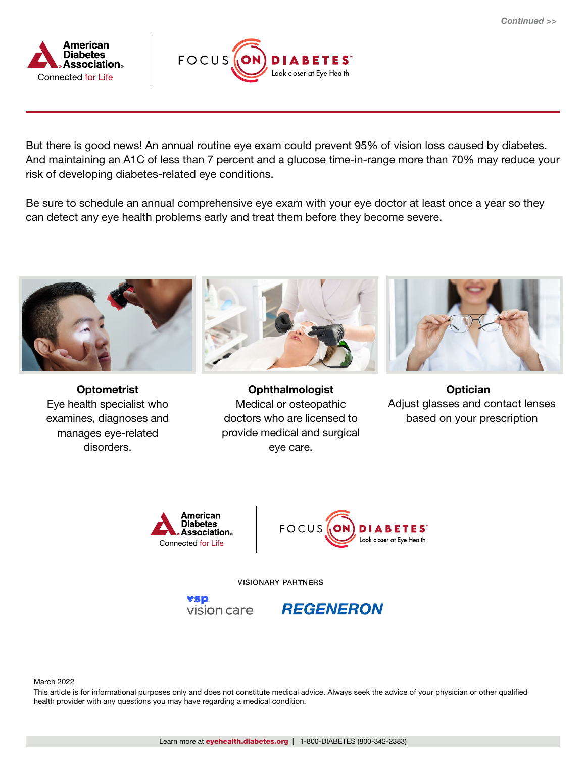But there is good news! An annual routine eye exam could prevent 95% of vision loss caused by diabetes. And maintaining an A1C of less than 7 percent and a glucose time-in-range more than 70% may reduce your risk of developing diabetes-related eye conditions.

Be sure to schedule an annual comprehensive eye exam with your eye doctor at least once a year so they can detect any eye health problems early and treat them before they become severe.

**Optometrist**
Eye health specialist who examines, diagnoses and manages eye-related disorders.

**Ophthalmologist**
Medical or osteopathic doctors who are licensed to provide medical and surgical eye care.

**Optician**
Adjust glasses and contact lenses based on your prescription

American Diabetes Association. Connected for Life

FOCUS ON DIABETES™ Look closer at Eye Health

VISIONARY PARTNERS

vsp. vision care

REGENERON

March 2022

This article is for informational purposes only and does not constitute medical advice. Always seek the advice of your physician or other qualified health provider with any questions you may have regarding a medical condition.

Learn more at **eyehealth.diabetes.org** | 1-800-DIABETES (800-342-2383)